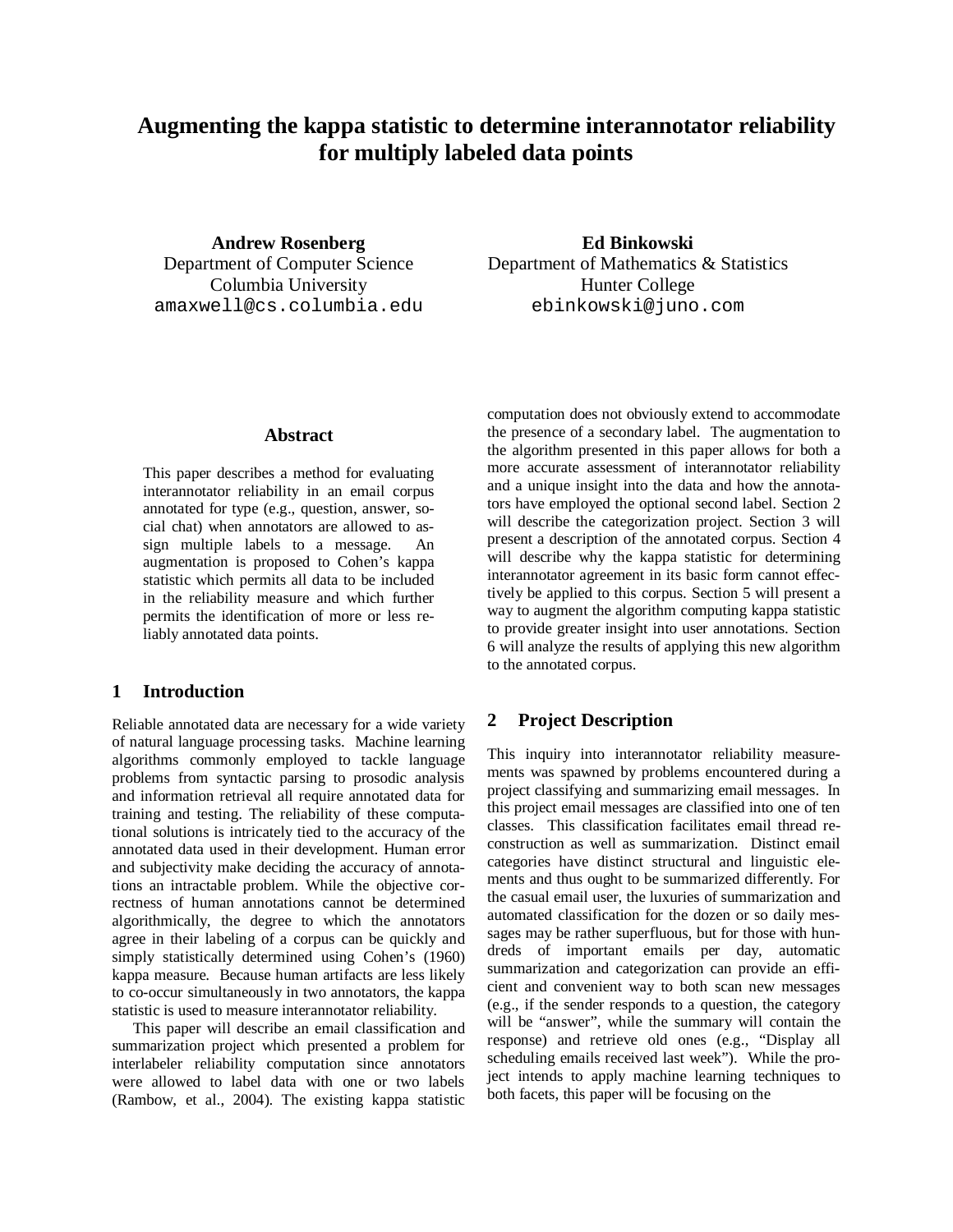#  Augmenting the kappa statistic to determine interannotator reliability for multiply labeled data points

**Andrew Rosenberg**
Department of Computer Science
Columbia University
amaxwell@cs.columbia.edu

**Ed Binkowski**
Department of Mathematics & Statistics
Hunter College
ebinkowski@juno.com

## Abstract

This paper describes a method for evaluating interannotator reliability in an email corpus annotated for type (e.g., question, answer, social chat) when annotators are allowed to assign multiple labels to a message. An augmentation is proposed to Cohen's kappa statistic which permits all data to be included in the reliability measure and which further permits the identification of more or less reliably annotated data points.

## 1 Introduction

Reliable annotated data are necessary for a wide variety of natural language processing tasks. Machine learning algorithms commonly employed to tackle language problems from syntactic parsing to prosodic analysis and information retrieval all require annotated data for training and testing. The reliability of these computational solutions is intricately tied to the accuracy of the annotated data used in their development. Human error and subjectivity make deciding the accuracy of annotations an intractable problem. While the objective correctness of human annotations cannot be determined algorithmically, the degree to which the annotators agree in their labeling of a corpus can be quickly and simply statistically determined using Cohen's (1960) kappa measure. Because human artifacts are less likely to co-occur simultaneously in two annotators, the kappa statistic is used to measure interannotator reliability.

This paper will describe an email classification and summarization project which presented a problem for interlabeler reliability computation since annotators were allowed to label data with one or two labels (Rambow, et al., 2004). The existing kappa statistic computation does not obviously extend to accommodate the presence of a secondary label. The augmentation to the algorithm presented in this paper allows for both a more accurate assessment of interannotator reliability and a unique insight into the data and how the annotators have employed the optional second label. Section 2 will describe the categorization project. Section 3 will present a description of the annotated corpus. Section 4 will describe why the kappa statistic for determining interannotator agreement in its basic form cannot effectively be applied to this corpus. Section 5 will present a way to augment the algorithm computing kappa statistic to provide greater insight into user annotations. Section 6 will analyze the results of applying this new algorithm to the annotated corpus.

## 2 Project Description

This inquiry into interannotator reliability measurements was spawned by problems encountered during a project classifying and summarizing email messages. In this project email messages are classified into one of ten classes. This classification facilitates email thread reconstruction as well as summarization. Distinct email categories have distinct structural and linguistic elements and thus ought to be summarized differently. For the casual email user, the luxuries of summarization and automated classification for the dozen or so daily messages may be rather superfluous, but for those with hundreds of important emails per day, automatic summarization and categorization can provide an efficient and convenient way to both scan new messages (e.g., if the sender responds to a question, the category will be "answer", while the summary will contain the response) and retrieve old ones (e.g., "Display all scheduling emails received last week"). While the project intends to apply machine learning techniques to both facets, this paper will be focusing on the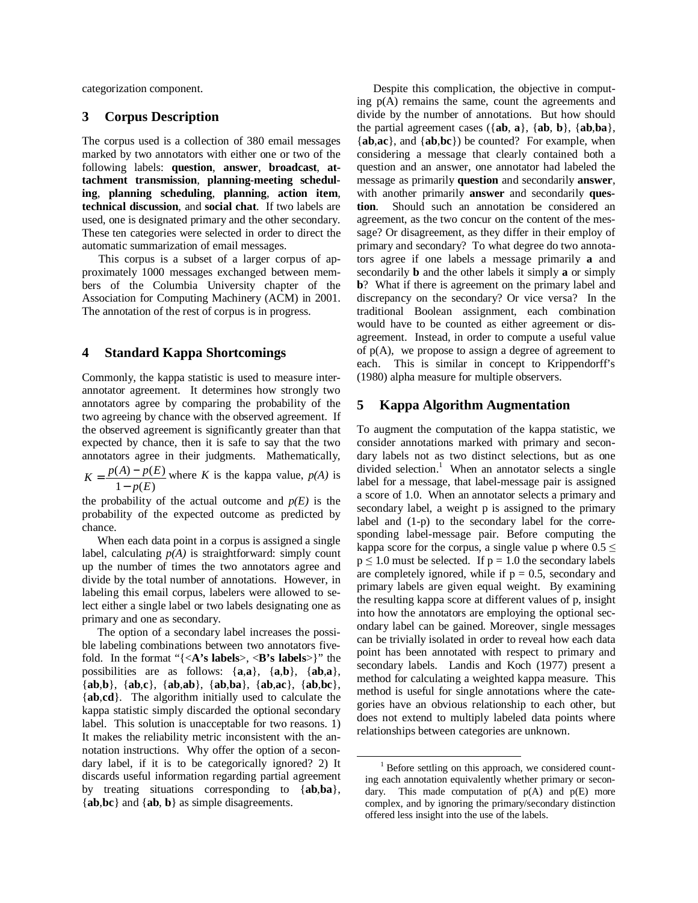categorization component.

## 3 Corpus Description

The corpus used is a collection of 380 email messages marked by two annotators with either one or two of the following labels: **question**, **answer**, **broadcast**, **attachment transmission**, **planning-meeting scheduling**, **planning scheduling**, **planning**, **action item**, **technical discussion**, and **social chat**. If two labels are used, one is designated primary and the other secondary. These ten categories were selected in order to direct the automatic summarization of email messages.

This corpus is a subset of a larger corpus of approximately 1000 messages exchanged between members of the Columbia University chapter of the Association for Computing Machinery (ACM) in 2001. The annotation of the rest of corpus is in progress.

## 4 Standard Kappa Shortcomings

Commonly, the kappa statistic is used to measure inter-annotator agreement. It determines how strongly two annotators agree by comparing the probability of the two agreeing by chance with the observed agreement. If the observed agreement is significantly greater than that expected by chance, then it is safe to say that the two annotators agree in their judgments. Mathematically, $K = \frac{p(A) - p(E)}{1 - p(E)}$ where $K$ is the kappa value, $p(A)$ is the probability of the actual outcome and $p(E)$ is the probability of the expected outcome as predicted by chance.

When each data point in a corpus is assigned a single label, calculating $p(A)$ is straightforward: simply count up the number of times the two annotators agree and divide by the total number of annotations. However, in labeling this email corpus, labelers were allowed to select either a single label or two labels designating one as primary and one as secondary.

The option of a secondary label increases the possible labeling combinations between two annotators five-fold. In the format "{<**A's labels**>, <**B's labels**>}" the possibilities are as follows: {**a**,**a**}, {**a**,**b**}, {**ab**,**a**}, {**ab**,**b**}, {**ab**,**c**}, {**ab**,**ab**}, {**ab**,**ba**}, {**ab**,**ac**}, {**ab**,**bc**}, {**ab**,**cd**}. The algorithm initially used to calculate the kappa statistic simply discarded the optional secondary label. This solution is unacceptable for two reasons. 1) It makes the reliability metric inconsistent with the annotation instructions. Why offer the option of a secondary label, if it is to be categorically ignored? 2) It discards useful information regarding partial agreement by treating situations corresponding to {**ab**,**ba**}, {**ab**,**bc**} and {**ab**, **b**} as simple disagreements.

Despite this complication, the objective in computing p(A) remains the same, count the agreements and divide by the number of annotations. But how should the partial agreement cases ({**ab**, **a**}, {**ab**, **b**}, {**ab**,**ba**}, {**ab**,**ac**}, and {**ab**,**bc**}) be counted? For example, when considering a message that clearly contained both a question and an answer, one annotator had labeled the message as primarily **question** and secondarily **answer**, with another primarily **answer** and secondarily **question**. Should such an annotation be considered an agreement, as the two concur on the content of the message? Or disagreement, as they differ in their employ of primary and secondary? To what degree do two annotators agree if one labels a message primarily **a** and secondarily **b** and the other labels it simply **a** or simply **b**? What if there is agreement on the primary label and discrepancy on the secondary? Or vice versa? In the traditional Boolean assignment, each combination would have to be counted as either agreement or disagreement. Instead, in order to compute a useful value of p(A), we propose to assign a degree of agreement to each. This is similar in concept to Krippendorff's (1980) alpha measure for multiple observers.

## 5 Kappa Algorithm Augmentation

To augment the computation of the kappa statistic, we consider annotations marked with primary and secondary labels not as two distinct selections, but as one divided selection.[1] When an annotator selects a single label for a message, that label-message pair is assigned a score of 1.0. When an annotator selects a primary and secondary label, a weight p is assigned to the primary label and (1-p) to the secondary label for the corresponding label-message pair. Before computing the kappa score for the corpus, a single value p where $0.5 \leq p \leq 1.0$ must be selected. If p = 1.0 the secondary labels are completely ignored, while if p = 0.5, secondary and primary labels are given equal weight. By examining the resulting kappa score at different values of p, insight into how the annotators are employing the optional secondary label can be gained. Moreover, single messages can be trivially isolated in order to reveal how each data point has been annotated with respect to primary and secondary labels. Landis and Koch (1977) present a method for calculating a weighted kappa measure. This method is useful for single annotations where the categories have an obvious relationship to each other, but does not extend to multiply labeled data points where relationships between categories are unknown.

[1] Before settling on this approach, we considered counting each annotation equivalently whether primary or secondary. This made computation of p(A) and p(E) more complex, and by ignoring the primary/secondary distinction offered less insight into the use of the labels.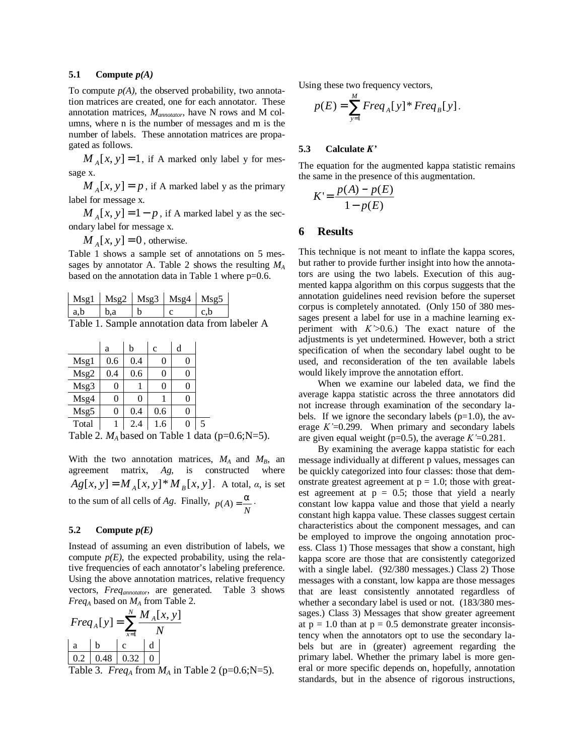### 5.1 Compute *p(A)*

To compute *p(A)*, the observed probability, two annotation matrices are created, one for each annotator. These annotation matrices, $M_{annotator}$, have N rows and M columns, where n is the number of messages and m is the number of labels. These annotation matrices are propagated as follows.

$M_A[x, y] = 1$, if A marked only label y for message x.

$M_A[x, y] = p$, if A marked label y as the primary label for message x.

$M_A[x, y] = 1 - p$, if A marked label y as the secondary label for message x.

$M_A[x, y] = 0$, otherwise.

Table 1 shows a sample set of annotations on 5 messages by annotator A. Table 2 shows the resulting $M_A$ based on the annotation data in Table 1 where p=0.6.

| Msg1 | Msg2 | Msg3 | Msg4 | Msg5 |
|---|---|---|---|---|
| a,b | b,a | b | c | c,b |

Table 1. Sample annotation data from labeler A

| | a | b | c | d | |
|---|---|---|---|---|---|
| Msg1 | 0.6 | 0.4 | 0 | 0 | |
| Msg2 | 0.4 | 0.6 | 0 | 0 | |
| Msg3 | 0 | 1 | 0 | 0 | |
| Msg4 | 0 | 0 | 1 | 0 | |
| Msg5 | 0 | 0.4 | 0.6 | 0 | |
| Total | 1 | 2.4 | 1.6 | 0 | 5 |

Table 2. $M_A$ based on Table 1 data (p=0.6;N=5).

With the two annotation matrices, $M_A$ and $M_B$, an agreement matrix, *Ag*, is constructed where $Ag[x, y] = M_A[x, y] * M_B[x, y]$. A total, *α*, is set to the sum of all cells of *Ag*. Finally, $p(A) = \frac{\alpha}{N}$.

### 5.2 Compute *p(E)*

Instead of assuming an even distribution of labels, we compute *p(E)*, the expected probability, using the relative frequencies of each annotator's labeling preference. Using the above annotation matrices, relative frequency vectors, $Freq_{annotator}$, are generated. Table 3 shows $Freq_A$ based on $M_A$ from Table 2.

$$Freq_A[y] = \sum_{x=1}^{N} \frac{M_A[x, y]}{N}$$

| a | b | c | d |
|---|---|---|---|
| 0.2 | 0.48 | 0.32 | 0 |

Table 3. $Freq_A$ from $M_A$ in Table 2 (p=0.6;N=5).

Using these two frequency vectors,

$$p(E) = \sum_{y=1}^{M} Freq_A[y] * Freq_B[y].$$

### 5.3 Calculate *K'*

The equation for the augmented kappa statistic remains the same in the presence of this augmentation.

$$K' = \frac{p(A) - p(E)}{1 - p(E)}$$

## 6 Results

This technique is not meant to inflate the kappa scores, but rather to provide further insight into how the annotators are using the two labels. Execution of this augmented kappa algorithm on this corpus suggests that the annotation guidelines need revision before the superset corpus is completely annotated. (Only 150 of 380 messages present a label for use in a machine learning experiment with $K'>0.6$.) The exact nature of the adjustments is yet undetermined. However, both a strict specification of when the secondary label ought to be used, and reconsideration of the ten available labels would likely improve the annotation effort.

When we examine our labeled data, we find the average kappa statistic across the three annotators did not increase through examination of the secondary labels. If we ignore the secondary labels (p=1.0), the average $K'=0.299$. When primary and secondary labels are given equal weight (p=0.5), the average $K'=0.281$.

By examining the average kappa statistic for each message individually at different p values, messages can be quickly categorized into four classes: those that demonstrate greatest agreement at p = 1.0; those with greatest agreement at p = 0.5; those that yield a nearly constant low kappa value and those that yield a nearly constant high kappa value. These classes suggest certain characteristics about the component messages, and can be employed to improve the ongoing annotation process. Class 1) Those messages that show a constant, high kappa score are those that are consistently categorized with a single label. (92/380 messages.) Class 2) Those messages with a constant, low kappa are those messages that are least consistently annotated regardless of whether a secondary label is used or not. (183/380 messages.) Class 3) Messages that show greater agreement at p = 1.0 than at p = 0.5 demonstrate greater inconsistency when the annotators opt to use the secondary labels but are in (greater) agreement regarding the primary label. Whether the primary label is more general or more specific depends on, hopefully, annotation standards, but in the absence of rigorous instructions,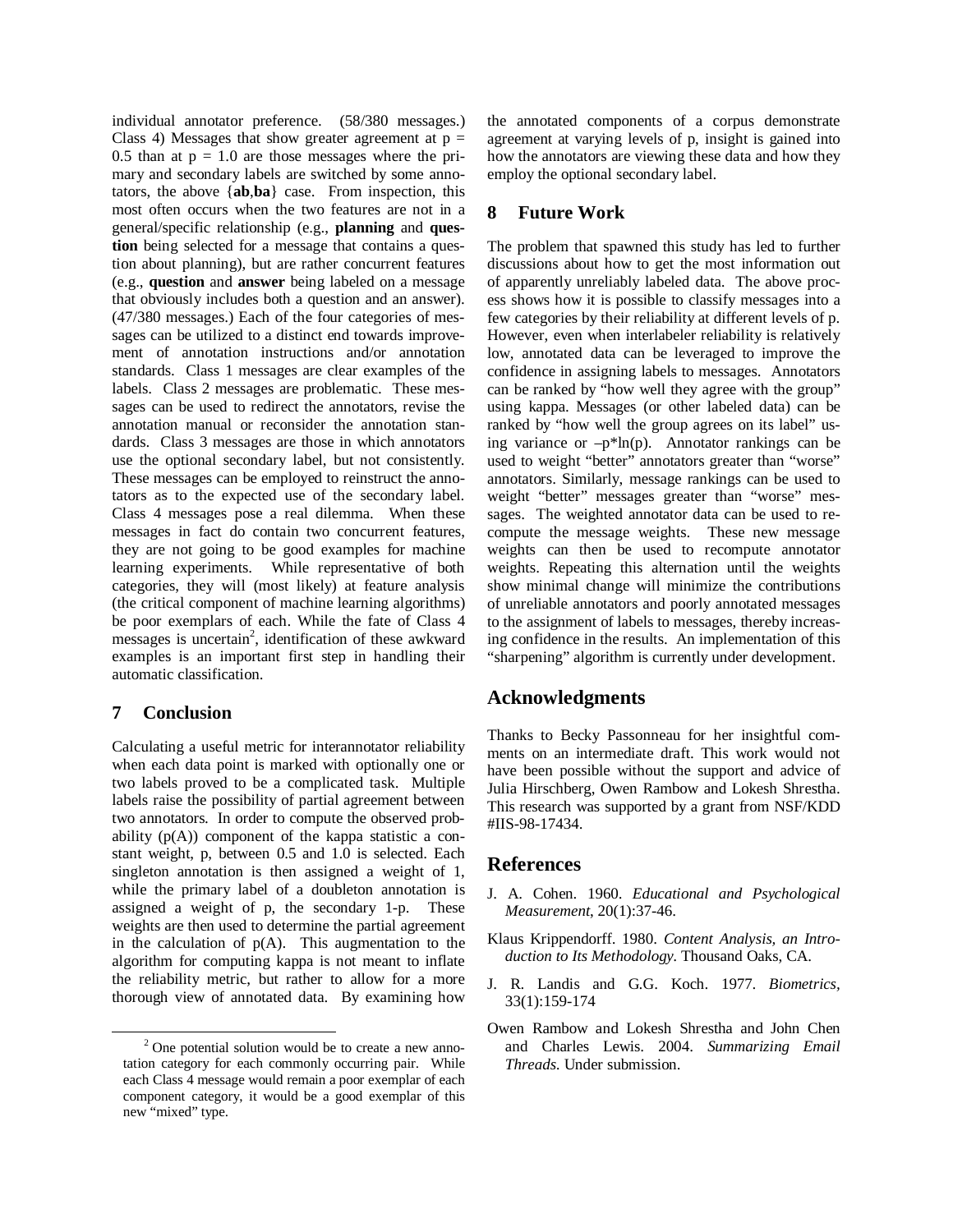individual annotator preference. (58/380 messages.) Class 4) Messages that show greater agreement at $p = 0.5$ than at $p = 1.0$ are those messages where the primary and secondary labels are switched by some annotators, the above {**ab**,**ba**} case. From inspection, this most often occurs when the two features are not in a general/specific relationship (e.g., **planning** and **question** being selected for a message that contains a question about planning), but are rather concurrent features (e.g., **question** and **answer** being labeled on a message that obviously includes both a question and an answer). (47/380 messages.) Each of the four categories of messages can be utilized to a distinct end towards improvement of annotation instructions and/or annotation standards. Class 1 messages are clear examples of the labels. Class 2 messages are problematic. These messages can be used to redirect the annotators, revise the annotation manual or reconsider the annotation standards. Class 3 messages are those in which annotators use the optional secondary label, but not consistently. These messages can be employed to reinstruct the annotators as to the expected use of the secondary label. Class 4 messages pose a real dilemma. When these messages in fact do contain two concurrent features, they are not going to be good examples for machine learning experiments. While representative of both categories, they will (most likely) at feature analysis (the critical component of machine learning algorithms) be poor exemplars of each. While the fate of Class 4 messages is uncertain[2], identification of these awkward examples is an important first step in handling their automatic classification.

## 7 Conclusion

Calculating a useful metric for interannotator reliability when each data point is marked with optionally one or two labels proved to be a complicated task. Multiple labels raise the possibility of partial agreement between two annotators. In order to compute the observed probability (p(A)) component of the kappa statistic a constant weight, p, between 0.5 and 1.0 is selected. Each singleton annotation is then assigned a weight of 1, while the primary label of a doubleton annotation is assigned a weight of p, the secondary 1-p. These weights are then used to determine the partial agreement in the calculation of p(A). This augmentation to the algorithm for computing kappa is not meant to inflate the reliability metric, but rather to allow for a more thorough view of annotated data. By examining how the annotated components of a corpus demonstrate agreement at varying levels of p, insight is gained into how the annotators are viewing these data and how they employ the optional secondary label.

## 8 Future Work

The problem that spawned this study has led to further discussions about how to get the most information out of apparently unreliably labeled data. The above process shows how it is possible to classify messages into a few categories by their reliability at different levels of p. However, even when interlabeler reliability is relatively low, annotated data can be leveraged to improve the confidence in assigning labels to messages. Annotators can be ranked by "how well they agree with the group" using kappa. Messages (or other labeled data) can be ranked by "how well the group agrees on its label" using variance or $-p*\ln(p)$. Annotator rankings can be used to weight "better" annotators greater than "worse" annotators. Similarly, message rankings can be used to weight "better" messages greater than "worse" messages. The weighted annotator data can be used to recompute the message weights. These new message weights can then be used to recompute annotator weights. Repeating this alternation until the weights show minimal change will minimize the contributions of unreliable annotators and poorly annotated messages to the assignment of labels to messages, thereby increasing confidence in the results. An implementation of this "sharpening" algorithm is currently under development.

## Acknowledgments

Thanks to Becky Passonneau for her insightful comments on an intermediate draft. This work would not have been possible without the support and advice of Julia Hirschberg, Owen Rambow and Lokesh Shrestha. This research was supported by a grant from NSF/KDD #IIS-98-17434.

## References

J. A. Cohen. 1960. *Educational and Psychological Measurement*, 20(1):37-46.

Klaus Krippendorff. 1980. *Content Analysis, an Introduction to Its Methodology*. Thousand Oaks, CA.

J. R. Landis and G.G. Koch. 1977. *Biometrics*, 33(1):159-174

Owen Rambow and Lokesh Shrestha and John Chen and Charles Lewis. 2004. *Summarizing Email Threads*. Under submission.

[2] One potential solution would be to create a new annotation category for each commonly occurring pair. While each Class 4 message would remain a poor exemplar of each component category, it would be a good exemplar of this new "mixed" type.